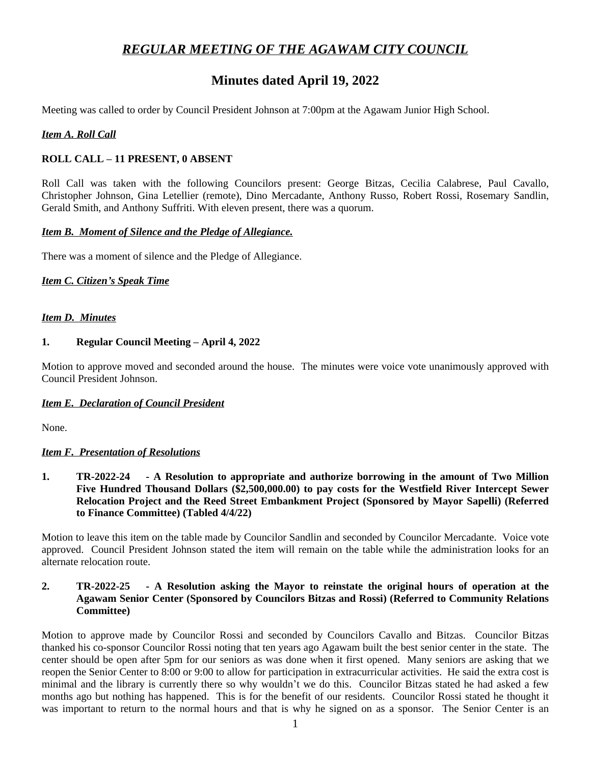# *REGULAR MEETING OF THE AGAWAM CITY COUNCIL*

## Minutes dated April 19, 2022

Meeting was called to order by Council President Johnson at 7:00pm at the Agawam Junior High School.

***Item A. Roll Call***

**ROLL CALL – 11 PRESENT, 0 ABSENT**

Roll Call was taken with the following Councilors present: George Bitzas, Cecilia Calabrese, Paul Cavallo, Christopher Johnson, Gina Letellier (remote), Dino Mercadante, Anthony Russo, Robert Rossi, Rosemary Sandlin, Gerald Smith, and Anthony Suffriti. With eleven present, there was a quorum.

***Item B. Moment of Silence and the Pledge of Allegiance.***

There was a moment of silence and the Pledge of Allegiance.

***Item C. Citizen's Speak Time***

***Item D. Minutes***

**1. Regular Council Meeting – April 4, 2022**

Motion to approve moved and seconded around the house. The minutes were voice vote unanimously approved with Council President Johnson.

***Item E. Declaration of Council President***

None.

***Item F. Presentation of Resolutions***

**1. TR-2022-24 - A Resolution to appropriate and authorize borrowing in the amount of Two Million Five Hundred Thousand Dollars ($2,500,000.00) to pay costs for the Westfield River Intercept Sewer Relocation Project and the Reed Street Embankment Project (Sponsored by Mayor Sapelli) (Referred to Finance Committee) (Tabled 4/4/22)**

Motion to leave this item on the table made by Councilor Sandlin and seconded by Councilor Mercadante. Voice vote approved. Council President Johnson stated the item will remain on the table while the administration looks for an alternate relocation route.

**2. TR-2022-25 - A Resolution asking the Mayor to reinstate the original hours of operation at the Agawam Senior Center (Sponsored by Councilors Bitzas and Rossi) (Referred to Community Relations Committee)**

Motion to approve made by Councilor Rossi and seconded by Councilors Cavallo and Bitzas. Councilor Bitzas thanked his co-sponsor Councilor Rossi noting that ten years ago Agawam built the best senior center in the state. The center should be open after 5pm for our seniors as was done when it first opened. Many seniors are asking that we reopen the Senior Center to 8:00 or 9:00 to allow for participation in extracurricular activities. He said the extra cost is minimal and the library is currently there so why wouldn't we do this. Councilor Bitzas stated he had asked a few months ago but nothing has happened. This is for the benefit of our residents. Councilor Rossi stated he thought it was important to return to the normal hours and that is why he signed on as a sponsor. The Senior Center is an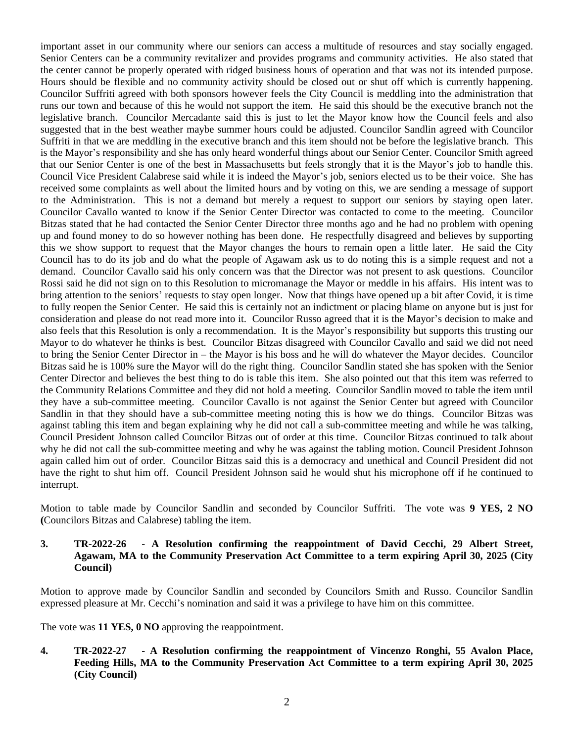important asset in our community where our seniors can access a multitude of resources and stay socially engaged. Senior Centers can be a community revitalizer and provides programs and community activities. He also stated that the center cannot be properly operated with ridged business hours of operation and that was not its intended purpose. Hours should be flexible and no community activity should be closed out or shut off which is currently happening. Councilor Suffriti agreed with both sponsors however feels the City Council is meddling into the administration that runs our town and because of this he would not support the item. He said this should be the executive branch not the legislative branch. Councilor Mercadante said this is just to let the Mayor know how the Council feels and also suggested that in the best weather maybe summer hours could be adjusted. Councilor Sandlin agreed with Councilor Suffriti in that we are meddling in the executive branch and this item should not be before the legislative branch. This is the Mayor's responsibility and she has only heard wonderful things about our Senior Center. Councilor Smith agreed that our Senior Center is one of the best in Massachusetts but feels strongly that it is the Mayor's job to handle this. Council Vice President Calabrese said while it is indeed the Mayor's job, seniors elected us to be their voice. She has received some complaints as well about the limited hours and by voting on this, we are sending a message of support to the Administration. This is not a demand but merely a request to support our seniors by staying open later. Councilor Cavallo wanted to know if the Senior Center Director was contacted to come to the meeting. Councilor Bitzas stated that he had contacted the Senior Center Director three months ago and he had no problem with opening up and found money to do so however nothing has been done. He respectfully disagreed and believes by supporting this we show support to request that the Mayor changes the hours to remain open a little later. He said the City Council has to do its job and do what the people of Agawam ask us to do noting this is a simple request and not a demand. Councilor Cavallo said his only concern was that the Director was not present to ask questions. Councilor Rossi said he did not sign on to this Resolution to micromanage the Mayor or meddle in his affairs. His intent was to bring attention to the seniors' requests to stay open longer. Now that things have opened up a bit after Covid, it is time to fully reopen the Senior Center. He said this is certainly not an indictment or placing blame on anyone but is just for consideration and please do not read more into it. Councilor Russo agreed that it is the Mayor's decision to make and also feels that this Resolution is only a recommendation. It is the Mayor's responsibility but supports this trusting our Mayor to do whatever he thinks is best. Councilor Bitzas disagreed with Councilor Cavallo and said we did not need to bring the Senior Center Director in – the Mayor is his boss and he will do whatever the Mayor decides. Councilor Bitzas said he is 100% sure the Mayor will do the right thing. Councilor Sandlin stated she has spoken with the Senior Center Director and believes the best thing to do is table this item. She also pointed out that this item was referred to the Community Relations Committee and they did not hold a meeting. Councilor Sandlin moved to table the item until they have a sub-committee meeting. Councilor Cavallo is not against the Senior Center but agreed with Councilor Sandlin in that they should have a sub-committee meeting noting this is how we do things. Councilor Bitzas was against tabling this item and began explaining why he did not call a sub-committee meeting and while he was talking, Council President Johnson called Councilor Bitzas out of order at this time. Councilor Bitzas continued to talk about why he did not call the sub-committee meeting and why he was against the tabling motion. Council President Johnson again called him out of order. Councilor Bitzas said this is a democracy and unethical and Council President did not have the right to shut him off. Council President Johnson said he would shut his microphone off if he continued to interrupt.

Motion to table made by Councilor Sandlin and seconded by Councilor Suffriti. The vote was **9 YES, 2 NO (**Councilors Bitzas and Calabrese) tabling the item.

**3. TR-2022-26 - A Resolution confirming the reappointment of David Cecchi, 29 Albert Street, Agawam, MA to the Community Preservation Act Committee to a term expiring April 30, 2025 (City Council)**

Motion to approve made by Councilor Sandlin and seconded by Councilors Smith and Russo. Councilor Sandlin expressed pleasure at Mr. Cecchi's nomination and said it was a privilege to have him on this committee.

The vote was **11 YES, 0 NO** approving the reappointment.

**4. TR-2022-27 - A Resolution confirming the reappointment of Vincenzo Ronghi, 55 Avalon Place, Feeding Hills, MA to the Community Preservation Act Committee to a term expiring April 30, 2025 (City Council)**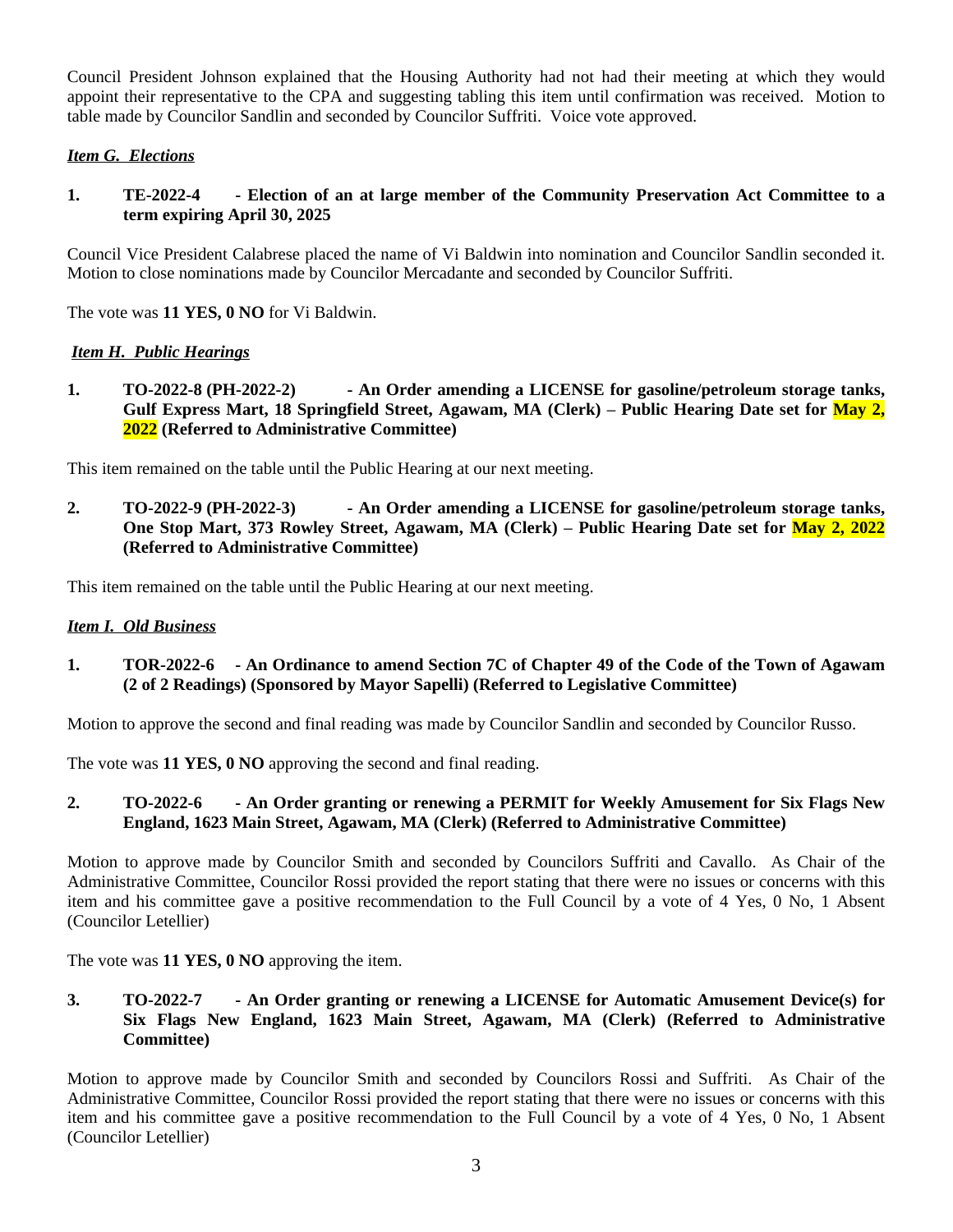Council President Johnson explained that the Housing Authority had not had their meeting at which they would appoint their representative to the CPA and suggesting tabling this item until confirmation was received. Motion to table made by Councilor Sandlin and seconded by Councilor Suffriti. Voice vote approved.

***Item G. Elections***

**1. TE-2022-4 - Election of an at large member of the Community Preservation Act Committee to a term expiring April 30, 2025**

Council Vice President Calabrese placed the name of Vi Baldwin into nomination and Councilor Sandlin seconded it. Motion to close nominations made by Councilor Mercadante and seconded by Councilor Suffriti.

The vote was **11 YES, 0 NO** for Vi Baldwin.

***Item H. Public Hearings***

**1. TO-2022-8 (PH-2022-2) - An Order amending a LICENSE for gasoline/petroleum storage tanks, Gulf Express Mart, 18 Springfield Street, Agawam, MA (Clerk) – Public Hearing Date set for May 2, 2022 (Referred to Administrative Committee)**

This item remained on the table until the Public Hearing at our next meeting.

**2. TO-2022-9 (PH-2022-3) - An Order amending a LICENSE for gasoline/petroleum storage tanks, One Stop Mart, 373 Rowley Street, Agawam, MA (Clerk) – Public Hearing Date set for May 2, 2022 (Referred to Administrative Committee)**

This item remained on the table until the Public Hearing at our next meeting.

***Item I. Old Business***

**1. TOR-2022-6 - An Ordinance to amend Section 7C of Chapter 49 of the Code of the Town of Agawam (2 of 2 Readings) (Sponsored by Mayor Sapelli) (Referred to Legislative Committee)**

Motion to approve the second and final reading was made by Councilor Sandlin and seconded by Councilor Russo.

The vote was **11 YES, 0 NO** approving the second and final reading.

**2. TO-2022-6 - An Order granting or renewing a PERMIT for Weekly Amusement for Six Flags New England, 1623 Main Street, Agawam, MA (Clerk) (Referred to Administrative Committee)**

Motion to approve made by Councilor Smith and seconded by Councilors Suffriti and Cavallo. As Chair of the Administrative Committee, Councilor Rossi provided the report stating that there were no issues or concerns with this item and his committee gave a positive recommendation to the Full Council by a vote of 4 Yes, 0 No, 1 Absent (Councilor Letellier)

The vote was **11 YES, 0 NO** approving the item.

**3. TO-2022-7 - An Order granting or renewing a LICENSE for Automatic Amusement Device(s) for Six Flags New England, 1623 Main Street, Agawam, MA (Clerk) (Referred to Administrative Committee)**

Motion to approve made by Councilor Smith and seconded by Councilors Rossi and Suffriti. As Chair of the Administrative Committee, Councilor Rossi provided the report stating that there were no issues or concerns with this item and his committee gave a positive recommendation to the Full Council by a vote of 4 Yes, 0 No, 1 Absent (Councilor Letellier)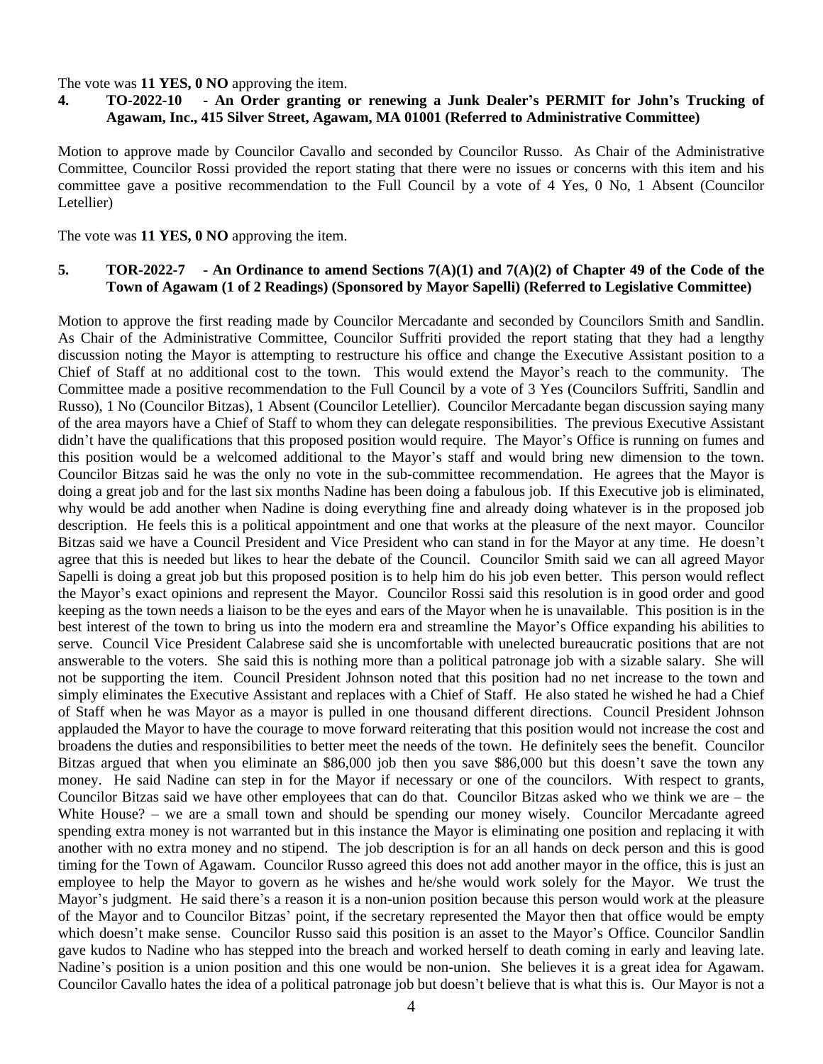The vote was **11 YES, 0 NO** approving the item.

**4. TO-2022-10 - An Order granting or renewing a Junk Dealer's PERMIT for John's Trucking of Agawam, Inc., 415 Silver Street, Agawam, MA 01001 (Referred to Administrative Committee)**

Motion to approve made by Councilor Cavallo and seconded by Councilor Russo. As Chair of the Administrative Committee, Councilor Rossi provided the report stating that there were no issues or concerns with this item and his committee gave a positive recommendation to the Full Council by a vote of 4 Yes, 0 No, 1 Absent (Councilor Letellier)

The vote was **11 YES, 0 NO** approving the item.

**5. TOR-2022-7 - An Ordinance to amend Sections 7(A)(1) and 7(A)(2) of Chapter 49 of the Code of the Town of Agawam (1 of 2 Readings) (Sponsored by Mayor Sapelli) (Referred to Legislative Committee)**

Motion to approve the first reading made by Councilor Mercadante and seconded by Councilors Smith and Sandlin. As Chair of the Administrative Committee, Councilor Suffriti provided the report stating that they had a lengthy discussion noting the Mayor is attempting to restructure his office and change the Executive Assistant position to a Chief of Staff at no additional cost to the town. This would extend the Mayor's reach to the community. The Committee made a positive recommendation to the Full Council by a vote of 3 Yes (Councilors Suffriti, Sandlin and Russo), 1 No (Councilor Bitzas), 1 Absent (Councilor Letellier). Councilor Mercadante began discussion saying many of the area mayors have a Chief of Staff to whom they can delegate responsibilities. The previous Executive Assistant didn't have the qualifications that this proposed position would require. The Mayor's Office is running on fumes and this position would be a welcomed additional to the Mayor's staff and would bring new dimension to the town. Councilor Bitzas said he was the only no vote in the sub-committee recommendation. He agrees that the Mayor is doing a great job and for the last six months Nadine has been doing a fabulous job. If this Executive job is eliminated, why would be add another when Nadine is doing everything fine and already doing whatever is in the proposed job description. He feels this is a political appointment and one that works at the pleasure of the next mayor. Councilor Bitzas said we have a Council President and Vice President who can stand in for the Mayor at any time. He doesn't agree that this is needed but likes to hear the debate of the Council. Councilor Smith said we can all agreed Mayor Sapelli is doing a great job but this proposed position is to help him do his job even better. This person would reflect the Mayor's exact opinions and represent the Mayor. Councilor Rossi said this resolution is in good order and good keeping as the town needs a liaison to be the eyes and ears of the Mayor when he is unavailable. This position is in the best interest of the town to bring us into the modern era and streamline the Mayor's Office expanding his abilities to serve. Council Vice President Calabrese said she is uncomfortable with unelected bureaucratic positions that are not answerable to the voters. She said this is nothing more than a political patronage job with a sizable salary. She will not be supporting the item. Council President Johnson noted that this position had no net increase to the town and simply eliminates the Executive Assistant and replaces with a Chief of Staff. He also stated he wished he had a Chief of Staff when he was Mayor as a mayor is pulled in one thousand different directions. Council President Johnson applauded the Mayor to have the courage to move forward reiterating that this position would not increase the cost and broadens the duties and responsibilities to better meet the needs of the town. He definitely sees the benefit. Councilor Bitzas argued that when you eliminate an $86,000 job then you save $86,000 but this doesn't save the town any money. He said Nadine can step in for the Mayor if necessary or one of the councilors. With respect to grants, Councilor Bitzas said we have other employees that can do that. Councilor Bitzas asked who we think we are – the White House? – we are a small town and should be spending our money wisely. Councilor Mercadante agreed spending extra money is not warranted but in this instance the Mayor is eliminating one position and replacing it with another with no extra money and no stipend. The job description is for an all hands on deck person and this is good timing for the Town of Agawam. Councilor Russo agreed this does not add another mayor in the office, this is just an employee to help the Mayor to govern as he wishes and he/she would work solely for the Mayor. We trust the Mayor's judgment. He said there's a reason it is a non-union position because this person would work at the pleasure of the Mayor and to Councilor Bitzas' point, if the secretary represented the Mayor then that office would be empty which doesn't make sense. Councilor Russo said this position is an asset to the Mayor's Office. Councilor Sandlin gave kudos to Nadine who has stepped into the breach and worked herself to death coming in early and leaving late. Nadine's position is a union position and this one would be non-union. She believes it is a great idea for Agawam. Councilor Cavallo hates the idea of a political patronage job but doesn't believe that is what this is. Our Mayor is not a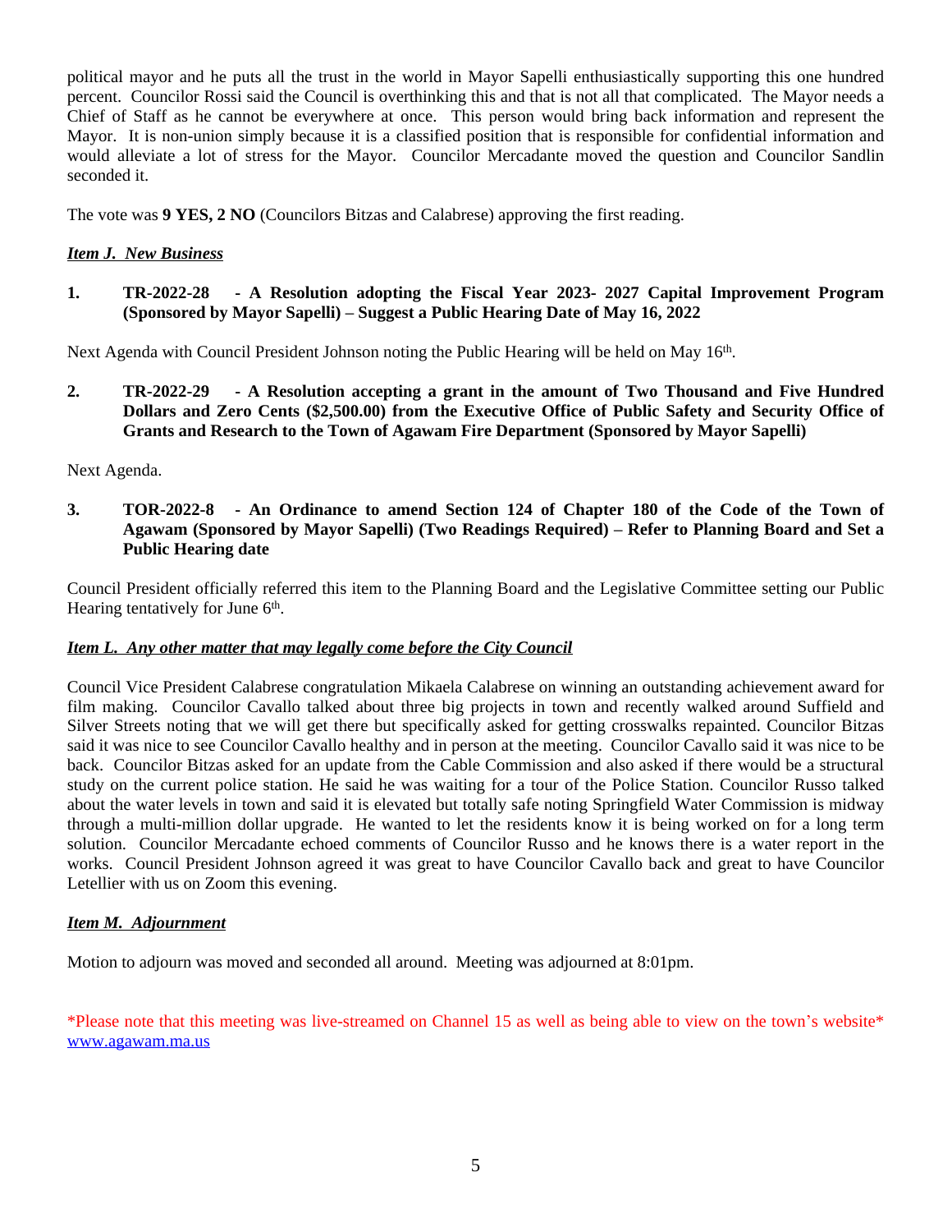political mayor and he puts all the trust in the world in Mayor Sapelli enthusiastically supporting this one hundred percent. Councilor Rossi said the Council is overthinking this and that is not all that complicated. The Mayor needs a Chief of Staff as he cannot be everywhere at once. This person would bring back information and represent the Mayor. It is non-union simply because it is a classified position that is responsible for confidential information and would alleviate a lot of stress for the Mayor. Councilor Mercadante moved the question and Councilor Sandlin seconded it.

The vote was **9 YES, 2 NO** (Councilors Bitzas and Calabrese) approving the first reading.

***Item J. New Business***

**1. TR-2022-28 - A Resolution adopting the Fiscal Year 2023- 2027 Capital Improvement Program (Sponsored by Mayor Sapelli) – Suggest a Public Hearing Date of May 16, 2022**

Next Agenda with Council President Johnson noting the Public Hearing will be held on May 16th.

**2. TR-2022-29 - A Resolution accepting a grant in the amount of Two Thousand and Five Hundred Dollars and Zero Cents ($2,500.00) from the Executive Office of Public Safety and Security Office of Grants and Research to the Town of Agawam Fire Department (Sponsored by Mayor Sapelli)**

Next Agenda.

**3. TOR-2022-8 - An Ordinance to amend Section 124 of Chapter 180 of the Code of the Town of Agawam (Sponsored by Mayor Sapelli) (Two Readings Required) – Refer to Planning Board and Set a Public Hearing date**

Council President officially referred this item to the Planning Board and the Legislative Committee setting our Public Hearing tentatively for June 6th.

***Item L. Any other matter that may legally come before the City Council***

Council Vice President Calabrese congratulation Mikaela Calabrese on winning an outstanding achievement award for film making. Councilor Cavallo talked about three big projects in town and recently walked around Suffield and Silver Streets noting that we will get there but specifically asked for getting crosswalks repainted. Councilor Bitzas said it was nice to see Councilor Cavallo healthy and in person at the meeting. Councilor Cavallo said it was nice to be back. Councilor Bitzas asked for an update from the Cable Commission and also asked if there would be a structural study on the current police station. He said he was waiting for a tour of the Police Station. Councilor Russo talked about the water levels in town and said it is elevated but totally safe noting Springfield Water Commission is midway through a multi-million dollar upgrade. He wanted to let the residents know it is being worked on for a long term solution. Councilor Mercadante echoed comments of Councilor Russo and he knows there is a water report in the works. Council President Johnson agreed it was great to have Councilor Cavallo back and great to have Councilor Letellier with us on Zoom this evening.

***Item M. Adjournment***

Motion to adjourn was moved and seconded all around. Meeting was adjourned at 8:01pm.

*Please note that this meeting was live-streamed on Channel 15 as well as being able to view on the town's website* www.agawam.ma.us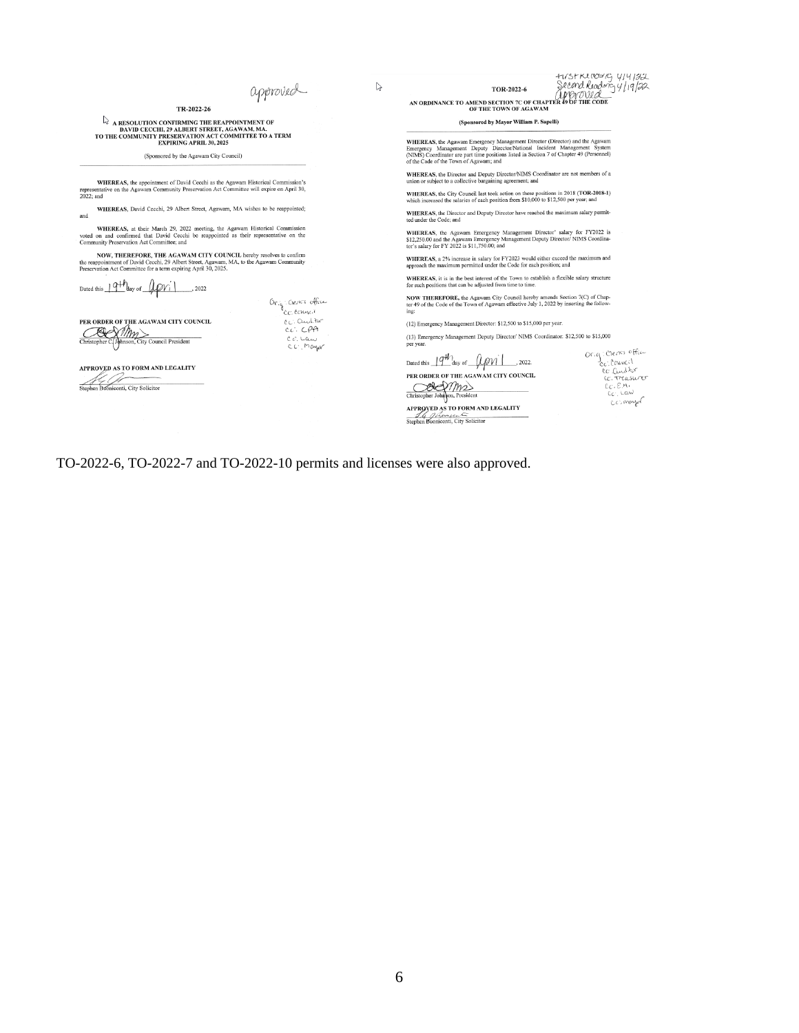approved

## TR-2022-26

**A RESOLUTION CONFIRMING THE REAPPOINTMENT OF DAVID CECCHI, 29 ALBERT STREET, AGAWAM, MA. TO THE COMMUNITY PRESERVATION ACT COMMITTEE TO A TERM EXPIRING APRIL 30, 2025**

(Sponsored by the Agawam City Council)

**WHEREAS**, the appointment of David Cecchi as the Agawam Historical Commission's representative on the Agawam Community Preservation Act Committee will expire on April 30, 2022; and

**WHEREAS**, David Cecchi, 29 Albert Street, Agawam, MA wishes to be reappointed; and

**WHEREAS**, at their March 29, 2022 meeting, the Agawam Historical Commission voted on and confirmed that David Cecchi be reappointed as their representative on the Community Preservation Act Committee; and

**NOW, THEREFORE, THE AGAWAM CITY COUNCIL** hereby resolves to confirm the reappointment of David Cecchi, 29 Albert Street, Agawam, MA, to the Agawam Community Preservation Act Committee for a term expiring April 30, 2025.

Dated this 19th day of April, 2022

**PER ORDER OF THE AGAWAM CITY COUNCIL**

Christopher C. Johnson, City Council President

**APPROVED AS TO FORM AND LEGALITY**

Stephen Buoniconti, City Solicitor

Orig. Clerk's office
cc: Council
cc: Auditor
cc: CPA
cc: Law
cc: Mayor

First Reading 4/14/22
Second Reading 4/19/22
approved

## TOR-2022-6

**AN ORDINANCE TO AMEND SECTION 7C OF CHAPTER 49 OF THE CODE OF THE TOWN OF AGAWAM**

**(Sponsored by Mayor William P. Sapelli)**

**WHEREAS**, the Agawam Emergency Management Director (Director) and the Agawam Emergency Management Deputy Director/National Incident Management System (NIMS) Coordinator are part time positions listed in Section 7 of Chapter 49 (Personnel) of the Code of the Town of Agawam; and

**WHEREAS**, the Director and Deputy Director/NIMS Coordinator are not members of a union or subject to a collective bargaining agreement; and

**WHEREAS**, the City Council last took action on these positions in 2018 (**TOR-2018-1**) which increased the salaries of each position from $10,000 to $12,500 per year; and

**WHEREAS**, the Director and Deputy Director have reached the maximum salary permitted under the Code; and

**WHEREAS**, the Agawam Emergency Management Director' salary for FY2022 is $12,250.00 and the Agawam Emergency Management Deputy Director/ NIMS Coordinator's salary for FY 2022 is $11,750.00; and

**WHEREAS**, a 2% increase in salary for FY2023 would either exceed the maximum and approach the maximum permitted under the Code for each position; and

**WHEREAS**, it is in the best interest of the Town to establish a flexible salary structure for such positions that can be adjusted from time to time.

**NOW THEREFORE,** the Agawam City Council hereby amends Section 7(C) of Chapter 49 of the Code of the Town of Agawam effective July 1, 2022 by inserting the following:

(12) Emergency Management Director: $12,500 to $15,000 per year.

(13) Emergency Management Deputy Director/ NIMS Coordinator: $12,500 to $15,000 per year.

Dated this 19th day of April, 2022.

**PER ORDER OF THE AGAWAM CITY COUNCIL**

Christopher Johnson, President

**APPROVED AS TO FORM AND LEGALITY**

Stephen Buoniconti, City Solicitor

Orig. Clerk's office
cc: Council
cc: Auditor
cc: Treasurer
cc: E.M.
cc: Law
cc: Mayor

TO-2022-6, TO-2022-7 and TO-2022-10 permits and licenses were also approved.